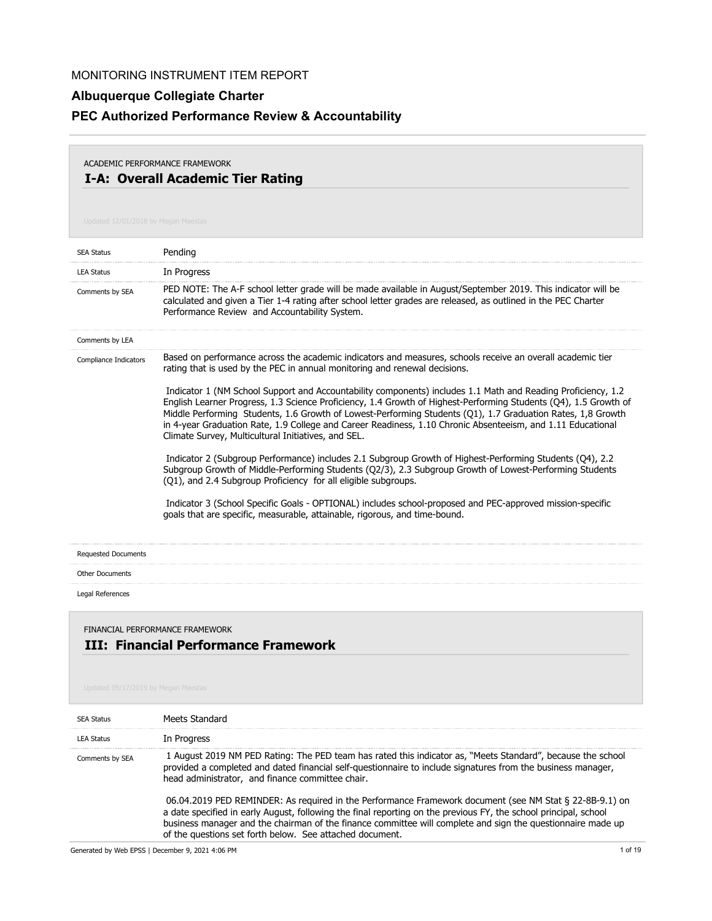MONITORING INSTRUMENT ITEM REPORT

# Albuquerque Collegiate Charter

## PEC Authorized Performance Review & Accountability

ACADEMIC PERFORMANCE FRAMEWORK

### I-A: Overall Academic Tier Rating

Updated 12/01/2018 by Megan Maestas

| | |
|---|---|
| SEA Status | Pending |
| LEA Status | In Progress |
| Comments by SEA | PED NOTE: The A-F school letter grade will be made available in August/September 2019. This indicator will be calculated and given a Tier 1-4 rating after school letter grades are released, as outlined in the PEC Charter Performance Review and Accountability System. |
| Comments by LEA | |
| Compliance Indicators | Based on performance across the academic indicators and measures, schools receive an overall academic tier rating that is used by the PEC in annual monitoring and renewal decisions.<br><br>Indicator 1 (NM School Support and Accountability components) includes 1.1 Math and Reading Proficiency, 1.2 English Learner Progress, 1.3 Science Proficiency, 1.4 Growth of Highest-Performing Students (Q4), 1.5 Growth of Middle Performing Students, 1.6 Growth of Lowest-Performing Students (Q1), 1.7 Graduation Rates, 1,8 Growth in 4-year Graduation Rate, 1.9 College and Career Readiness, 1.10 Chronic Absenteeism, and 1.11 Educational Climate Survey, Multicultural Initiatives, and SEL.<br><br>Indicator 2 (Subgroup Performance) includes 2.1 Subgroup Growth of Highest-Performing Students (Q4), 2.2 Subgroup Growth of Middle-Performing Students (Q2/3), 2.3 Subgroup Growth of Lowest-Performing Students (Q1), and 2.4 Subgroup Proficiency for all eligible subgroups.<br><br>Indicator 3 (School Specific Goals - OPTIONAL) includes school-proposed and PEC-approved mission-specific goals that are specific, measurable, attainable, rigorous, and time-bound. |
| Requested Documents | |
| Other Documents | |
| Legal References | |

FINANCIAL PERFORMANCE FRAMEWORK

### III: Financial Performance Framework

Updated 09/17/2019 by Megan Maestas

| | |
|---|---|
| SEA Status | Meets Standard |
| LEA Status | In Progress |
| Comments by SEA | 1 August 2019 NM PED Rating: The PED team has rated this indicator as, "Meets Standard", because the school provided a completed and dated financial self-questionnaire to include signatures from the business manager, head administrator, and finance committee chair.<br><br>06.04.2019 PED REMINDER: As required in the Performance Framework document (see NM Stat § 22-8B-9.1) on a date specified in early August, following the final reporting on the previous FY, the school principal, school business manager and the chairman of the finance committee will complete and sign the questionnaire made up of the questions set forth below. See attached document. |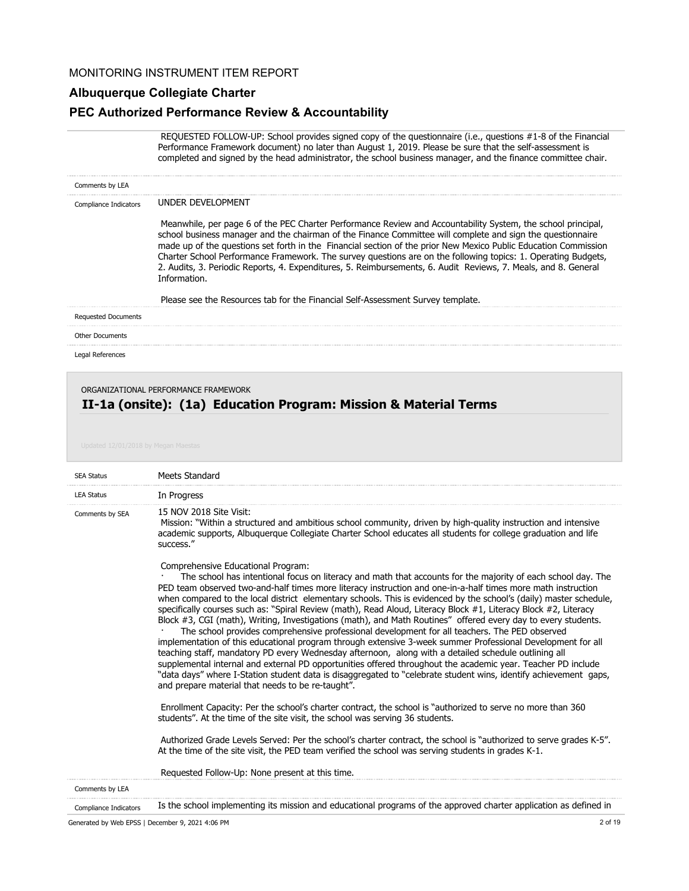REQUESTED FOLLOW-UP: School provides signed copy of the questionnaire (i.e., questions #1-8 of the Financial Performance Framework document) no later than August 1, 2019. Please be sure that the self-assessment is completed and signed by the head administrator, the school business manager, and the finance committee chair.

| | |
|---|---|
| Comments by LEA | |
| Compliance Indicators | UNDER DEVELOPMENT<br><br>Meanwhile, per page 6 of the PEC Charter Performance Review and Accountability System, the school principal, school business manager and the chairman of the Finance Committee will complete and sign the questionnaire made up of the questions set forth in the Financial section of the prior New Mexico Public Education Commission Charter School Performance Framework. The survey questions are on the following topics: 1. Operating Budgets, 2. Audits, 3. Periodic Reports, 4. Expenditures, 5. Reimbursements, 6. Audit Reviews, 7. Meals, and 8. General Information.<br><br>Please see the Resources tab for the Financial Self-Assessment Survey template. |
| Requested Documents | |
| Other Documents | |
| Legal References | |

ORGANIZATIONAL PERFORMANCE FRAMEWORK

## II-1a (onsite): (1a) Education Program: Mission & Material Terms

Updated 12/01/2018 by Megan Maestas

| | |
|---|---|
| SEA Status | Meets Standard |
| LEA Status | In Progress |
| Comments by SEA | 15 NOV 2018 Site Visit:<br>Mission: "Within a structured and ambitious school community, driven by high-quality instruction and intensive academic supports, Albuquerque Collegiate Charter School educates all students for college graduation and life success."<br><br>Comprehensive Educational Program:<br>· The school has intentional focus on literacy and math that accounts for the majority of each school day. The PED team observed two-and-half times more literacy instruction and one-in-a-half times more math instruction when compared to the local district elementary schools. This is evidenced by the school's (daily) master schedule, specifically courses such as: "Spiral Review (math), Read Aloud, Literacy Block #1, Literacy Block #2, Literacy Block #3, CGI (math), Writing, Investigations (math), and Math Routines" offered every day to every students.<br>· The school provides comprehensive professional development for all teachers. The PED observed implementation of this educational program through extensive 3-week summer Professional Development for all teaching staff, mandatory PD every Wednesday afternoon, along with a detailed schedule outlining all supplemental internal and external PD opportunities offered throughout the academic year. Teacher PD include "data days" where I-Station student data is disaggregated to "celebrate student wins, identify achievement gaps, and prepare material that needs to be re-taught".<br><br>Enrollment Capacity: Per the school's charter contract, the school is "authorized to serve no more than 360 students". At the time of the site visit, the school was serving 36 students.<br><br>Authorized Grade Levels Served: Per the school's charter contract, the school is "authorized to serve grades K-5". At the time of the site visit, the PED team verified the school was serving students in grades K-1.<br><br>Requested Follow-Up: None present at this time. |
| Comments by LEA | |
| Compliance Indicators | Is the school implementing its mission and educational programs of the approved charter application as defined in |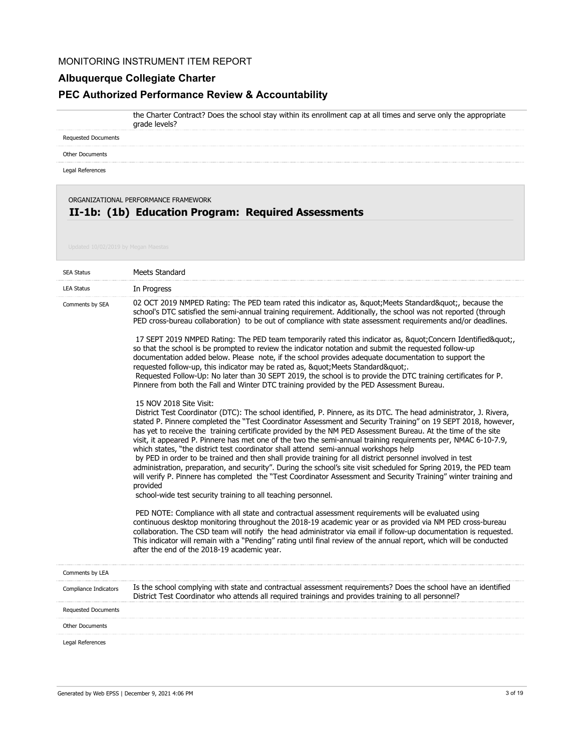| | |
|---|---|
| | the Charter Contract? Does the school stay within its enrollment cap at all times and serve only the appropriate grade levels? |
| Requested Documents | |
| Other Documents | |
| Legal References | |

ORGANIZATIONAL PERFORMANCE FRAMEWORK

## II-1b: (1b) Education Program: Required Assessments

Updated 10/02/2019 by Megan Maestas

| | |
|---|---|
| SEA Status | Meets Standard |
| LEA Status | In Progress |
| Comments by SEA | 02 OCT 2019 NMPED Rating: The PED team rated this indicator as, &quot;Meets Standard&quot;, because the school's DTC satisfied the semi-annual training requirement. Additionally, the school was not reported (through PED cross-bureau collaboration) to be out of compliance with state assessment requirements and/or deadlines.<br><br>17 SEPT 2019 NMPED Rating: The PED team temporarily rated this indicator as, &quot;Concern Identified&quot;, so that the school is be prompted to review the indicator notation and submit the requested follow-up documentation added below. Please note, if the school provides adequate documentation to support the requested follow-up, this indicator may be rated as, &quot;Meets Standard&quot;.<br>Requested Follow-Up: No later than 30 SEPT 2019, the school is to provide the DTC training certificates for P. Pinnere from both the Fall and Winter DTC training provided by the PED Assessment Bureau.<br><br>15 NOV 2018 Site Visit:<br>District Test Coordinator (DTC): The school identified, P. Pinnere, as its DTC. The head administrator, J. Rivera, stated P. Pinnere completed the "Test Coordinator Assessment and Security Training" on 19 SEPT 2018, however, has yet to receive the training certificate provided by the NM PED Assessment Bureau. At the time of the site visit, it appeared P. Pinnere has met one of the two the semi-annual training requirements per, NMAC 6-10-7.9, which states, "the district test coordinator shall attend semi-annual workshops help by PED in order to be trained and then shall provide training for all district personnel involved in test administration, preparation, and security". During the school's site visit scheduled for Spring 2019, the PED team will verify P. Pinnere has completed the "Test Coordinator Assessment and Security Training" winter training and provided school-wide test security training to all teaching personnel.<br><br>PED NOTE: Compliance with all state and contractual assessment requirements will be evaluated using continuous desktop monitoring throughout the 2018-19 academic year or as provided via NM PED cross-bureau collaboration. The CSD team will notify the head administrator via email if follow-up documentation is requested. This indicator will remain with a "Pending" rating until final review of the annual report, which will be conducted after the end of the 2018-19 academic year. |
| Comments by LEA | |
| Compliance Indicators | Is the school complying with state and contractual assessment requirements? Does the school have an identified District Test Coordinator who attends all required trainings and provides training to all personnel? |
| Requested Documents | |
| Other Documents | |
| Legal References | |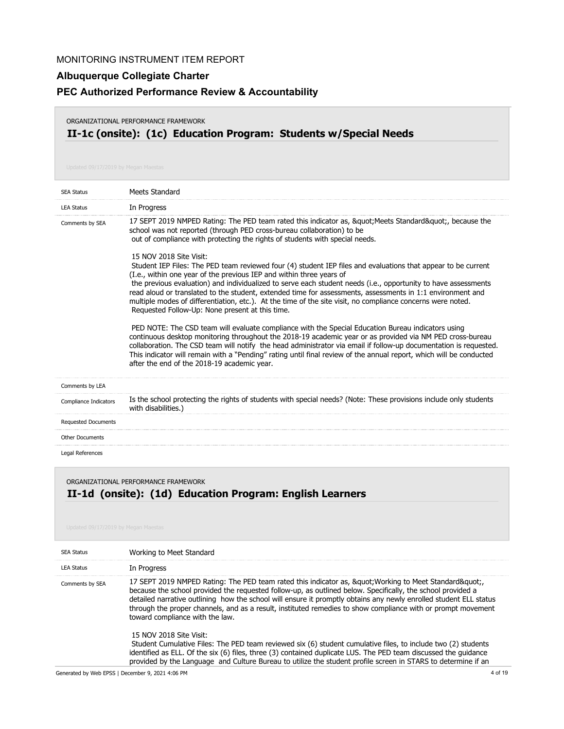MONITORING INSTRUMENT ITEM REPORT

**Albuquerque Collegiate Charter**

**PEC Authorized Performance Review & Accountability**

ORGANIZATIONAL PERFORMANCE FRAMEWORK

## II-1c (onsite): (1c) Education Program: Students w/Special Needs

Updated 09/17/2019 by Megan Maestas

| | |
|---|---|
| SEA Status | Meets Standard |
| LEA Status | In Progress |
| Comments by SEA | 17 SEPT 2019 NMPED Rating: The PED team rated this indicator as, &quot;Meets Standard&quot;, because the school was not reported (through PED cross-bureau collaboration) to be out of compliance with protecting the rights of students with special needs.<br><br>15 NOV 2018 Site Visit:<br>Student IEP Files: The PED team reviewed four (4) student IEP files and evaluations that appear to be current (I.e., within one year of the previous IEP and within three years of the previous evaluation) and individualized to serve each student needs (i.e., opportunity to have assessments read aloud or translated to the student, extended time for assessments, assessments in 1:1 environment and multiple modes of differentiation, etc.). At the time of the site visit, no compliance concerns were noted.<br>Requested Follow-Up: None present at this time.<br><br>PED NOTE: The CSD team will evaluate compliance with the Special Education Bureau indicators using continuous desktop monitoring throughout the 2018-19 academic year or as provided via NM PED cross-bureau collaboration. The CSD team will notify the head administrator via email if follow-up documentation is requested. This indicator will remain with a "Pending" rating until final review of the annual report, which will be conducted after the end of the 2018-19 academic year. |
| Comments by LEA | |
| Compliance Indicators | Is the school protecting the rights of students with special needs? (Note: These provisions include only students with disabilities.) |
| Requested Documents | |
| Other Documents | |
| Legal References | |

ORGANIZATIONAL PERFORMANCE FRAMEWORK

## II-1d (onsite): (1d) Education Program: English Learners

Updated 09/17/2019 by Megan Maestas

| | |
|---|---|
| SEA Status | Working to Meet Standard |
| LEA Status | In Progress |
| Comments by SEA | 17 SEPT 2019 NMPED Rating: The PED team rated this indicator as, &quot;Working to Meet Standard&quot;, because the school provided the requested follow-up, as outlined below. Specifically, the school provided a detailed narrative outlining how the school will ensure it promptly obtains any newly enrolled student ELL status through the proper channels, and as a result, instituted remedies to show compliance with or prompt movement toward compliance with the law.<br><br>15 NOV 2018 Site Visit:<br>Student Cumulative Files: The PED team reviewed six (6) student cumulative files, to include two (2) students identified as ELL. Of the six (6) files, three (3) contained duplicate LUS. The PED team discussed the guidance provided by the Language and Culture Bureau to utilize the student profile screen in STARS to determine if an |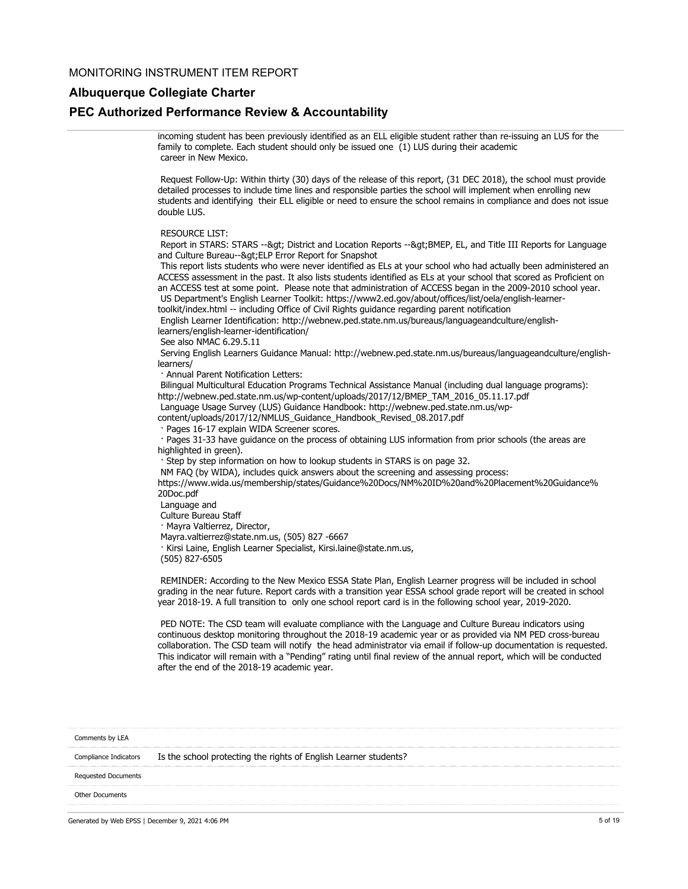incoming student has been previously identified as an ELL eligible student rather than re-issuing an LUS for the family to complete. Each student should only be issued one (1) LUS during their academic career in New Mexico.

Request Follow-Up: Within thirty (30) days of the release of this report, (31 DEC 2018), the school must provide detailed processes to include time lines and responsible parties the school will implement when enrolling new students and identifying their ELL eligible or need to ensure the school remains in compliance and does not issue double LUS.

RESOURCE LIST:
Report in STARS: STARS --&gt; District and Location Reports --&gt;BMEP, EL, and Title III Reports for Language and Culture Bureau--&gt;ELP Error Report for Snapshot
This report lists students who were never identified as ELs at your school who had actually been administered an ACCESS assessment in the past. It also lists students identified as ELs at your school that scored as Proficient on an ACCESS test at some point. Please note that administration of ACCESS began in the 2009-2010 school year.
US Department's English Learner Toolkit: https://www2.ed.gov/about/offices/list/oela/english-learner-toolkit/index.html -- including Office of Civil Rights guidance regarding parent notification
English Learner Identification: http://webnew.ped.state.nm.us/bureaus/languageandculture/english-learners/english-learner-identification/
See also NMAC 6.29.5.11
Serving English Learners Guidance Manual: http://webnew.ped.state.nm.us/bureaus/languageandculture/english-learners/
· Annual Parent Notification Letters:
Bilingual Multicultural Education Programs Technical Assistance Manual (including dual language programs): http://webnew.ped.state.nm.us/wp-content/uploads/2017/12/BMEP_TAM_2016_05.11.17.pdf
Language Usage Survey (LUS) Guidance Handbook: http://webnew.ped.state.nm.us/wp-content/uploads/2017/12/NMLUS_Guidance_Handbook_Revised_08.2017.pdf
· Pages 16-17 explain WIDA Screener scores.
· Pages 31-33 have guidance on the process of obtaining LUS information from prior schools (the areas are highlighted in green).
· Step by step information on how to lookup students in STARS is on page 32.
NM FAQ (by WIDA), includes quick answers about the screening and assessing process:
https://www.wida.us/membership/states/Guidance%20Docs/NM%20ID%20and%20Placement%20Guidance%20Doc.pdf
Language and
Culture Bureau Staff
· Mayra Valtierrez, Director,
Mayra.valtierrez@state.nm.us, (505) 827 -6667
· Kirsi Laine, English Learner Specialist, Kirsi.laine@state.nm.us,
(505) 827-6505

REMINDER: According to the New Mexico ESSA State Plan, English Learner progress will be included in school grading in the near future. Report cards with a transition year ESSA school grade report will be created in school year 2018-19. A full transition to only one school report card is in the following school year, 2019-2020.

PED NOTE: The CSD team will evaluate compliance with the Language and Culture Bureau indicators using continuous desktop monitoring throughout the 2018-19 academic year or as provided via NM PED cross-bureau collaboration. The CSD team will notify the head administrator via email if follow-up documentation is requested. This indicator will remain with a "Pending" rating until final review of the annual report, which will be conducted after the end of the 2018-19 academic year.

| | |
|---|---|
| Comments by LEA | |
| Compliance Indicators | Is the school protecting the rights of English Learner students? |
| Requested Documents | |
| Other Documents | |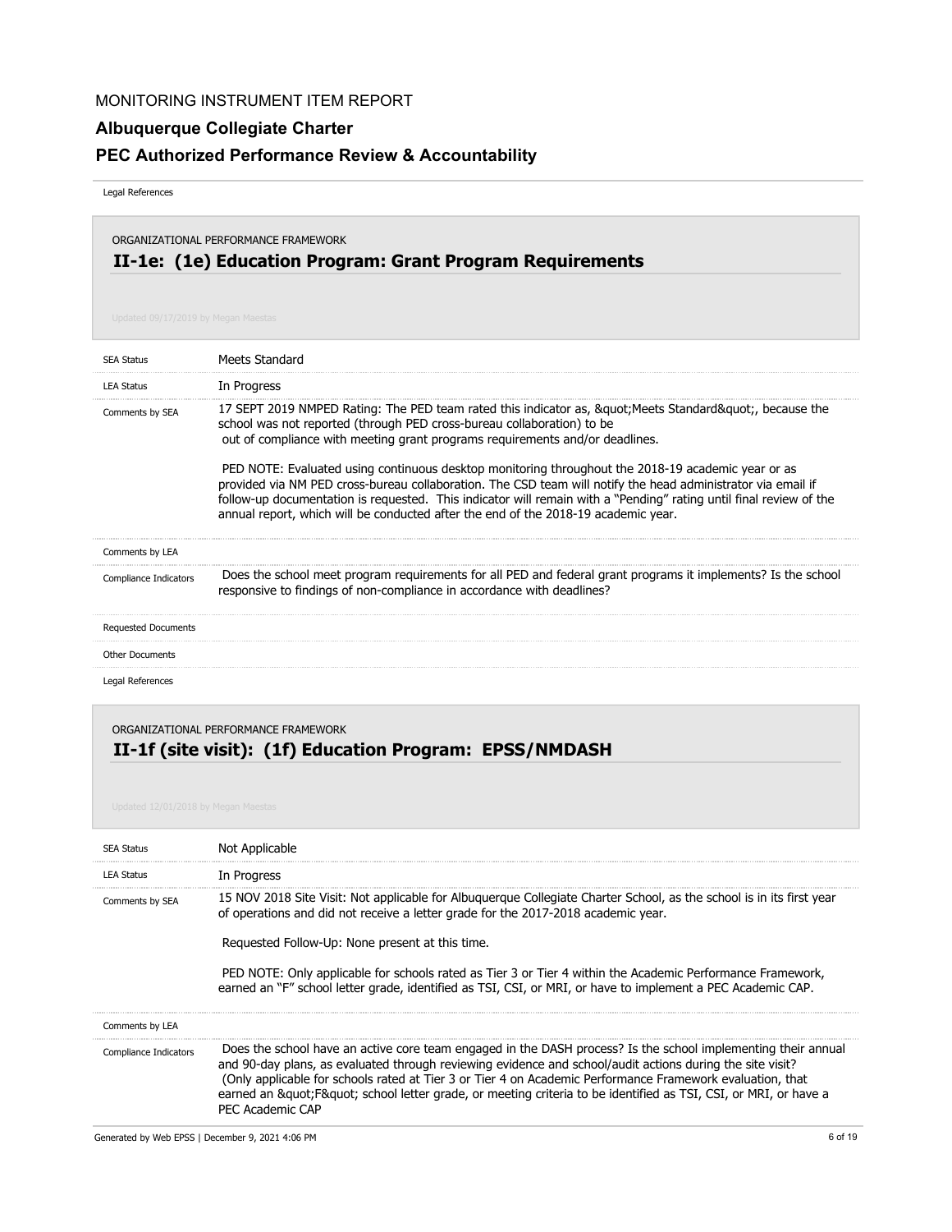MONITORING INSTRUMENT ITEM REPORT

**Albuquerque Collegiate Charter**

**PEC Authorized Performance Review & Accountability**

Legal References

ORGANIZATIONAL PERFORMANCE FRAMEWORK

## II-1e: (1e) Education Program: Grant Program Requirements

Updated 09/17/2019 by Megan Maestas

| | |
|---|---|
| SEA Status | Meets Standard |
| LEA Status | In Progress |
| Comments by SEA | 17 SEPT 2019 NMPED Rating: The PED team rated this indicator as, &quot;Meets Standard&quot;, because the school was not reported (through PED cross-bureau collaboration) to be out of compliance with meeting grant programs requirements and/or deadlines.<br><br>PED NOTE: Evaluated using continuous desktop monitoring throughout the 2018-19 academic year or as provided via NM PED cross-bureau collaboration. The CSD team will notify the head administrator via email if follow-up documentation is requested. This indicator will remain with a "Pending" rating until final review of the annual report, which will be conducted after the end of the 2018-19 academic year. |
| Comments by LEA | |
| Compliance Indicators | Does the school meet program requirements for all PED and federal grant programs it implements? Is the school responsive to findings of non-compliance in accordance with deadlines? |
| Requested Documents | |
| Other Documents | |
| Legal References | |

ORGANIZATIONAL PERFORMANCE FRAMEWORK

## II-1f (site visit): (1f) Education Program: EPSS/NMDASH

Updated 12/01/2018 by Megan Maestas

| | |
|---|---|
| SEA Status | Not Applicable |
| LEA Status | In Progress |
| Comments by SEA | 15 NOV 2018 Site Visit: Not applicable for Albuquerque Collegiate Charter School, as the school is in its first year of operations and did not receive a letter grade for the 2017-2018 academic year.<br><br>Requested Follow-Up: None present at this time.<br><br>PED NOTE: Only applicable for schools rated as Tier 3 or Tier 4 within the Academic Performance Framework, earned an "F" school letter grade, identified as TSI, CSI, or MRI, or have to implement a PEC Academic CAP. |
| Comments by LEA | |
| Compliance Indicators | Does the school have an active core team engaged in the DASH process? Is the school implementing their annual and 90-day plans, as evaluated through reviewing evidence and school/audit actions during the site visit? (Only applicable for schools rated at Tier 3 or Tier 4 on Academic Performance Framework evaluation, that earned an &quot;F&quot; school letter grade, or meeting criteria to be identified as TSI, CSI, or MRI, or have a PEC Academic CAP |

Generated by Web EPSS | December 9, 2021 4:06 PM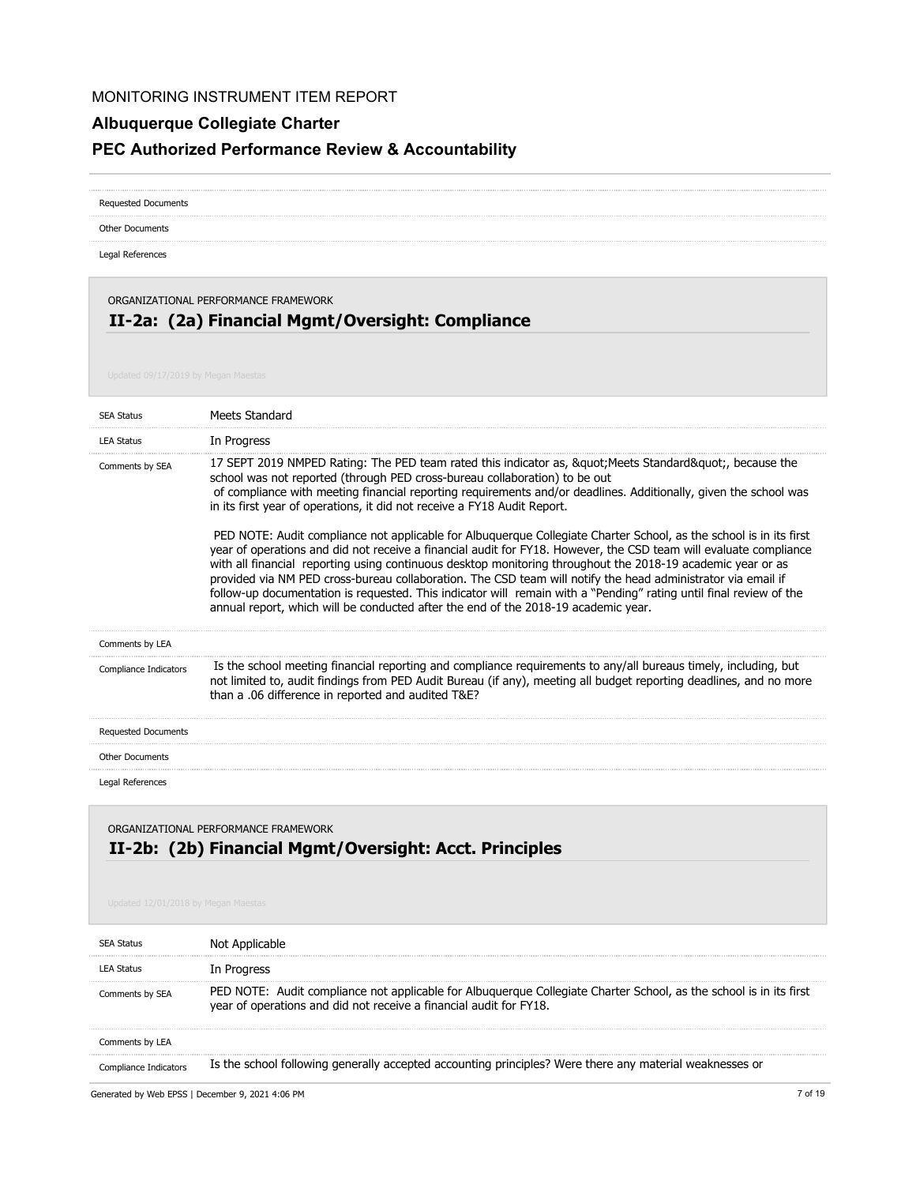MONITORING INSTRUMENT ITEM REPORT

**Albuquerque Collegiate Charter**

**PEC Authorized Performance Review & Accountability**

Requested Documents

Other Documents

Legal References

ORGANIZATIONAL PERFORMANCE FRAMEWORK

## II-2a: (2a) Financial Mgmt/Oversight: Compliance

Updated 09/17/2019 by Megan Maestas

| | |
|---|---|
| SEA Status | Meets Standard |
| LEA Status | In Progress |
| Comments by SEA | 17 SEPT 2019 NMPED Rating: The PED team rated this indicator as, &quot;Meets Standard&quot;, because the school was not reported (through PED cross-bureau collaboration) to be out of compliance with meeting financial reporting requirements and/or deadlines. Additionally, given the school was in its first year of operations, it did not receive a FY18 Audit Report.<br><br>PED NOTE: Audit compliance not applicable for Albuquerque Collegiate Charter School, as the school is in its first year of operations and did not receive a financial audit for FY18. However, the CSD team will evaluate compliance with all financial reporting using continuous desktop monitoring throughout the 2018-19 academic year or as provided via NM PED cross-bureau collaboration. The CSD team will notify the head administrator via email if follow-up documentation is requested. This indicator will remain with a "Pending" rating until final review of the annual report, which will be conducted after the end of the 2018-19 academic year. |
| Comments by LEA | |
| Compliance Indicators | Is the school meeting financial reporting and compliance requirements to any/all bureaus timely, including, but not limited to, audit findings from PED Audit Bureau (if any), meeting all budget reporting deadlines, and no more than a .06 difference in reported and audited T&E? |
| Requested Documents | |
| Other Documents | |
| Legal References | |

ORGANIZATIONAL PERFORMANCE FRAMEWORK

## II-2b: (2b) Financial Mgmt/Oversight: Acct. Principles

Updated 12/01/2018 by Megan Maestas

| | |
|---|---|
| SEA Status | Not Applicable |
| LEA Status | In Progress |
| Comments by SEA | PED NOTE: Audit compliance not applicable for Albuquerque Collegiate Charter School, as the school is in its first year of operations and did not receive a financial audit for FY18. |
| Comments by LEA | |
| Compliance Indicators | Is the school following generally accepted accounting principles? Were there any material weaknesses or |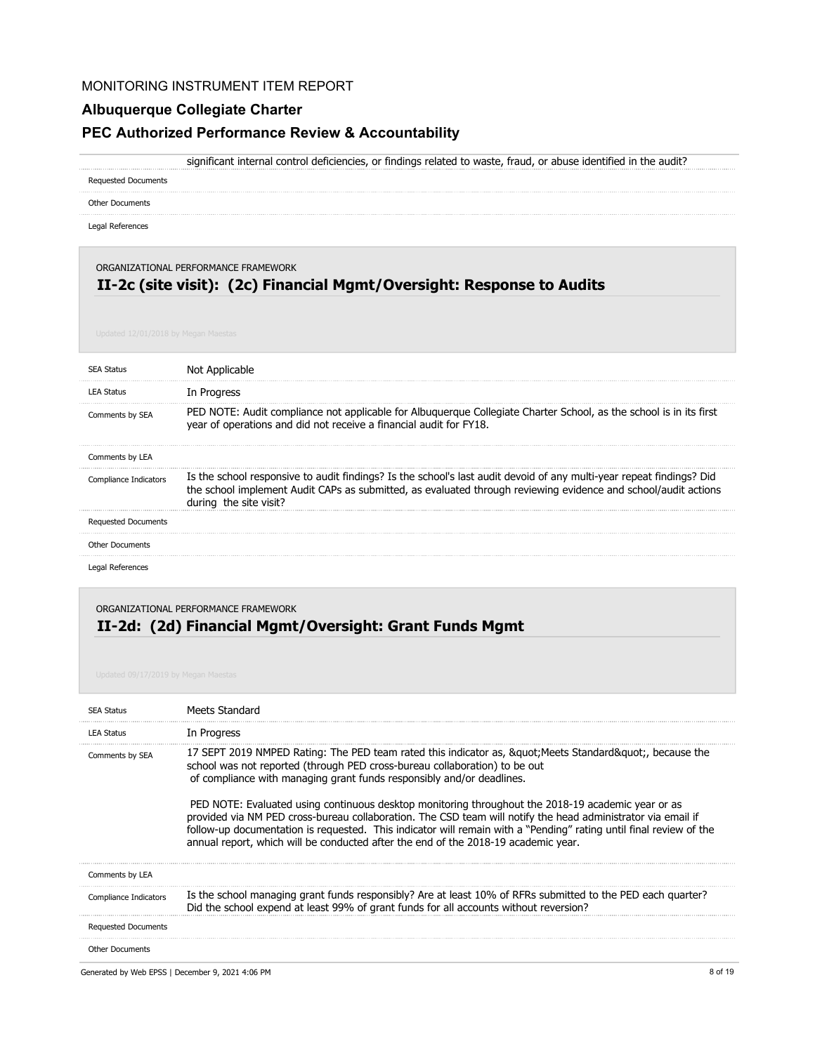significant internal control deficiencies, or findings related to waste, fraud, or abuse identified in the audit?

Requested Documents

Other Documents

Legal References

ORGANIZATIONAL PERFORMANCE FRAMEWORK

## II-2c (site visit): (2c) Financial Mgmt/Oversight: Response to Audits

Updated 12/01/2018 by Megan Maestas

| | |
|---|---|
| SEA Status | Not Applicable |
| LEA Status | In Progress |
| Comments by SEA | PED NOTE: Audit compliance not applicable for Albuquerque Collegiate Charter School, as the school is in its first year of operations and did not receive a financial audit for FY18. |
| Comments by LEA | |
| Compliance Indicators | Is the school responsive to audit findings? Is the school's last audit devoid of any multi-year repeat findings? Did the school implement Audit CAPs as submitted, as evaluated through reviewing evidence and school/audit actions during the site visit? |
| Requested Documents | |
| Other Documents | |
| Legal References | |

ORGANIZATIONAL PERFORMANCE FRAMEWORK

## II-2d: (2d) Financial Mgmt/Oversight: Grant Funds Mgmt

Updated 09/17/2019 by Megan Maestas

| | |
|---|---|
| SEA Status | Meets Standard |
| LEA Status | In Progress |
| Comments by SEA | 17 SEPT 2019 NMPED Rating: The PED team rated this indicator as, &quot;Meets Standard&quot;, because the school was not reported (through PED cross-bureau collaboration) to be out of compliance with managing grant funds responsibly and/or deadlines.<br><br>PED NOTE: Evaluated using continuous desktop monitoring throughout the 2018-19 academic year or as provided via NM PED cross-bureau collaboration. The CSD team will notify the head administrator via email if follow-up documentation is requested. This indicator will remain with a "Pending" rating until final review of the annual report, which will be conducted after the end of the 2018-19 academic year. |
| Comments by LEA | |
| Compliance Indicators | Is the school managing grant funds responsibly? Are at least 10% of RFRs submitted to the PED each quarter? Did the school expend at least 99% of grant funds for all accounts without reversion? |
| Requested Documents | |
| Other Documents | |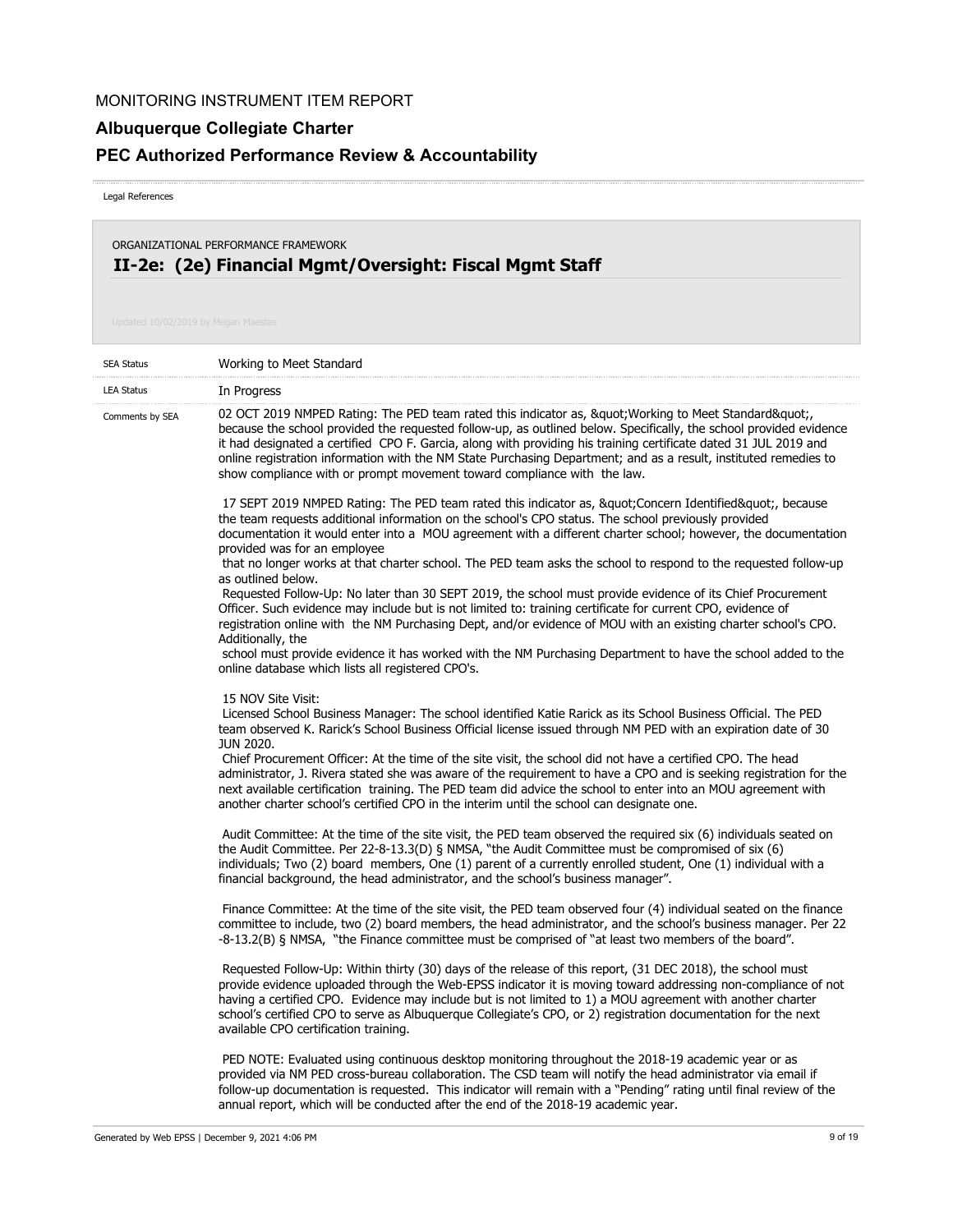MONITORING INSTRUMENT ITEM REPORT

**Albuquerque Collegiate Charter**

**PEC Authorized Performance Review & Accountability**

Legal References

ORGANIZATIONAL PERFORMANCE FRAMEWORK

## II-2e: (2e) Financial Mgmt/Oversight: Fiscal Mgmt Staff

Updated 10/02/2019 by Megan Maestas

| | |
|---|---|
| SEA Status | Working to Meet Standard |
| LEA Status | In Progress |

Comments by SEA

02 OCT 2019 NMPED Rating: The PED team rated this indicator as, &quot;Working to Meet Standard&quot;, because the school provided the requested follow-up, as outlined below. Specifically, the school provided evidence it had designated a certified CPO F. Garcia, along with providing his training certificate dated 31 JUL 2019 and online registration information with the NM State Purchasing Department; and as a result, instituted remedies to show compliance with or prompt movement toward compliance with the law.

17 SEPT 2019 NMPED Rating: The PED team rated this indicator as, &quot;Concern Identified&quot;, because the team requests additional information on the school's CPO status. The school previously provided documentation it would enter into a MOU agreement with a different charter school; however, the documentation provided was for an employee that no longer works at that charter school. The PED team asks the school to respond to the requested follow-up as outlined below.

Requested Follow-Up: No later than 30 SEPT 2019, the school must provide evidence of its Chief Procurement Officer. Such evidence may include but is not limited to: training certificate for current CPO, evidence of registration online with the NM Purchasing Dept, and/or evidence of MOU with an existing charter school's CPO. Additionally, the school must provide evidence it has worked with the NM Purchasing Department to have the school added to the online database which lists all registered CPO's.

15 NOV Site Visit:

Licensed School Business Manager: The school identified Katie Rarick as its School Business Official. The PED team observed K. Rarick's School Business Official license issued through NM PED with an expiration date of 30 JUN 2020.

Chief Procurement Officer: At the time of the site visit, the school did not have a certified CPO. The head administrator, J. Rivera stated she was aware of the requirement to have a CPO and is seeking registration for the next available certification training. The PED team did advice the school to enter into an MOU agreement with another charter school's certified CPO in the interim until the school can designate one.

Audit Committee: At the time of the site visit, the PED team observed the required six (6) individuals seated on the Audit Committee. Per 22-8-13.3(D) § NMSA, "the Audit Committee must be compromised of six (6) individuals; Two (2) board members, One (1) parent of a currently enrolled student, One (1) individual with a financial background, the head administrator, and the school's business manager".

Finance Committee: At the time of the site visit, the PED team observed four (4) individual seated on the finance committee to include, two (2) board members, the head administrator, and the school's business manager. Per 22 -8-13.2(B) § NMSA, "the Finance committee must be comprised of "at least two members of the board".

Requested Follow-Up: Within thirty (30) days of the release of this report, (31 DEC 2018), the school must provide evidence uploaded through the Web-EPSS indicator it is moving toward addressing non-compliance of not having a certified CPO. Evidence may include but is not limited to 1) a MOU agreement with another charter school's certified CPO to serve as Albuquerque Collegiate's CPO, or 2) registration documentation for the next available CPO certification training.

PED NOTE: Evaluated using continuous desktop monitoring throughout the 2018-19 academic year or as provided via NM PED cross-bureau collaboration. The CSD team will notify the head administrator via email if follow-up documentation is requested. This indicator will remain with a "Pending" rating until final review of the annual report, which will be conducted after the end of the 2018-19 academic year.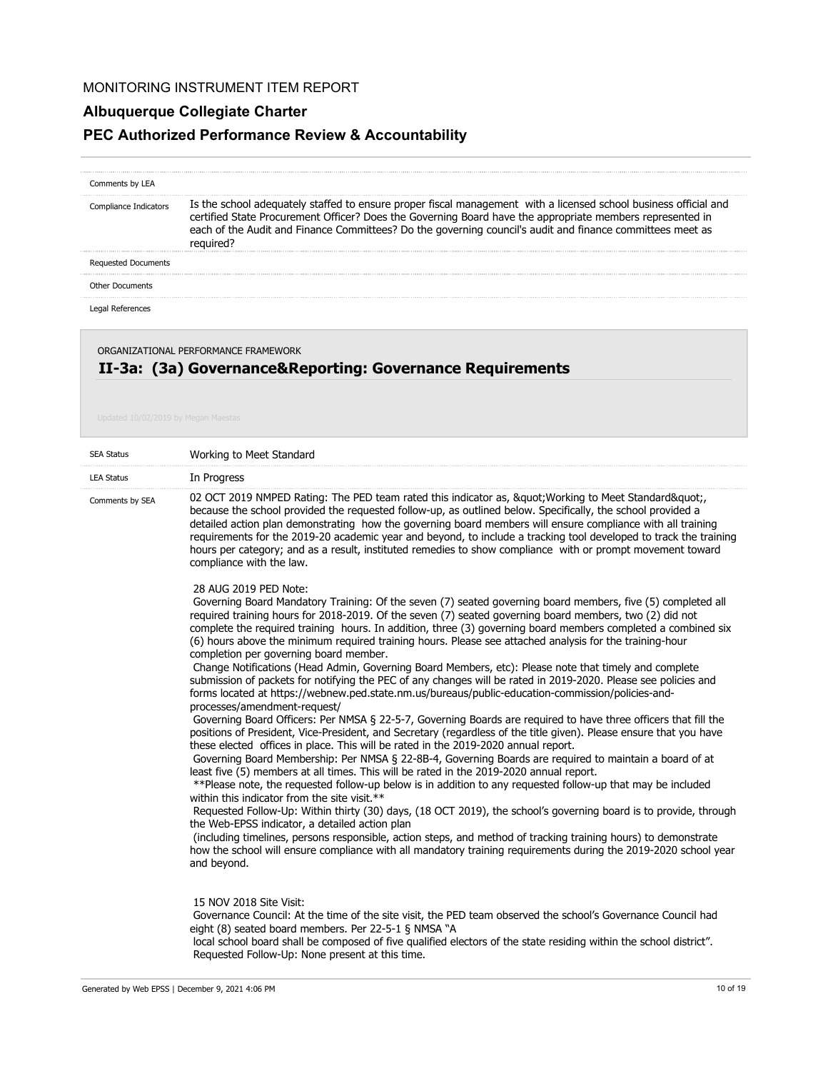MONITORING INSTRUMENT ITEM REPORT

**Albuquerque Collegiate Charter**

**PEC Authorized Performance Review & Accountability**

| | |
|---|---|
| Comments by LEA | |
| Compliance Indicators | Is the school adequately staffed to ensure proper fiscal management with a licensed school business official and certified State Procurement Officer? Does the Governing Board have the appropriate members represented in each of the Audit and Finance Committees? Do the governing council's audit and finance committees meet as required? |
| Requested Documents | |
| Other Documents | |
| Legal References | |

ORGANIZATIONAL PERFORMANCE FRAMEWORK

## II-3a: (3a) Governance&Reporting: Governance Requirements

Updated 10/02/2019 by Megan Maestas

| | |
|---|---|
| SEA Status | Working to Meet Standard |
| LEA Status | In Progress |

**Comments by SEA**

02 OCT 2019 NMPED Rating: The PED team rated this indicator as, &quot;Working to Meet Standard&quot;, because the school provided the requested follow-up, as outlined below. Specifically, the school provided a detailed action plan demonstrating how the governing board members will ensure compliance with all training requirements for the 2019-20 academic year and beyond, to include a tracking tool developed to track the training hours per category; and as a result, instituted remedies to show compliance with or prompt movement toward compliance with the law.

28 AUG 2019 PED Note:

Governing Board Mandatory Training: Of the seven (7) seated governing board members, five (5) completed all required training hours for 2018-2019. Of the seven (7) seated governing board members, two (2) did not complete the required training hours. In addition, three (3) governing board members completed a combined six (6) hours above the minimum required training hours. Please see attached analysis for the training-hour completion per governing board member.

Change Notifications (Head Admin, Governing Board Members, etc): Please note that timely and complete submission of packets for notifying the PEC of any changes will be rated in 2019-2020. Please see policies and forms located at https://webnew.ped.state.nm.us/bureaus/public-education-commission/policies-and-processes/amendment-request/

Governing Board Officers: Per NMSA § 22-5-7, Governing Boards are required to have three officers that fill the positions of President, Vice-President, and Secretary (regardless of the title given). Please ensure that you have these elected offices in place. This will be rated in the 2019-2020 annual report.

Governing Board Membership: Per NMSA § 22-8B-4, Governing Boards are required to maintain a board of at least five (5) members at all times. This will be rated in the 2019-2020 annual report.

**Please note, the requested follow-up below is in addition to any requested follow-up that may be included within this indicator from the site visit.**

Requested Follow-Up: Within thirty (30) days, (18 OCT 2019), the school's governing board is to provide, through the Web-EPSS indicator, a detailed action plan (including timelines, persons responsible, action steps, and method of tracking training hours) to demonstrate how the school will ensure compliance with all mandatory training requirements during the 2019-2020 school year and beyond.

15 NOV 2018 Site Visit:

Governance Council: At the time of the site visit, the PED team observed the school's Governance Council had eight (8) seated board members. Per 22-5-1 § NMSA "A local school board shall be composed of five qualified electors of the state residing within the school district".

Requested Follow-Up: None present at this time.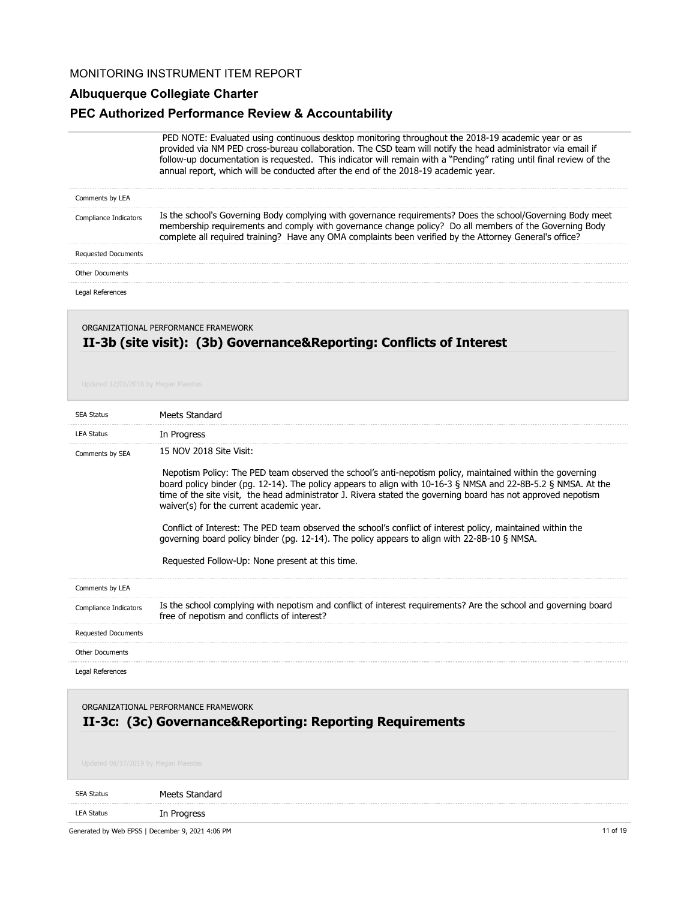| | |
|---|---|
| | PED NOTE: Evaluated using continuous desktop monitoring throughout the 2018-19 academic year or as provided via NM PED cross-bureau collaboration. The CSD team will notify the head administrator via email if follow-up documentation is requested. This indicator will remain with a "Pending" rating until final review of the annual report, which will be conducted after the end of the 2018-19 academic year. |
| Comments by LEA | |
| Compliance Indicators | Is the school's Governing Body complying with governance requirements? Does the school/Governing Body meet membership requirements and comply with governance change policy? Do all members of the Governing Body complete all required training? Have any OMA complaints been verified by the Attorney General's office? |
| Requested Documents | |
| Other Documents | |
| Legal References | |

ORGANIZATIONAL PERFORMANCE FRAMEWORK

## II-3b (site visit): (3b) Governance&Reporting: Conflicts of Interest

Updated 12/01/2018 by Megan Maestas

| | |
|---|---|
| SEA Status | Meets Standard |
| LEA Status | In Progress |
| Comments by SEA | 15 NOV 2018 Site Visit:<br><br>Nepotism Policy: The PED team observed the school's anti-nepotism policy, maintained within the governing board policy binder (pg. 12-14). The policy appears to align with 10-16-3 § NMSA and 22-8B-5.2 § NMSA. At the time of the site visit, the head administrator J. Rivera stated the governing board has not approved nepotism waiver(s) for the current academic year.<br><br>Conflict of Interest: The PED team observed the school's conflict of interest policy, maintained within the governing board policy binder (pg. 12-14). The policy appears to align with 22-8B-10 § NMSA.<br><br>Requested Follow-Up: None present at this time. |
| Comments by LEA | |
| Compliance Indicators | Is the school complying with nepotism and conflict of interest requirements? Are the school and governing board free of nepotism and conflicts of interest? |
| Requested Documents | |
| Other Documents | |
| Legal References | |

ORGANIZATIONAL PERFORMANCE FRAMEWORK

## II-3c: (3c) Governance&Reporting: Reporting Requirements

Updated 09/17/2019 by Megan Maestas

| | |
|---|---|
| SEA Status | Meets Standard |
| LEA Status | In Progress |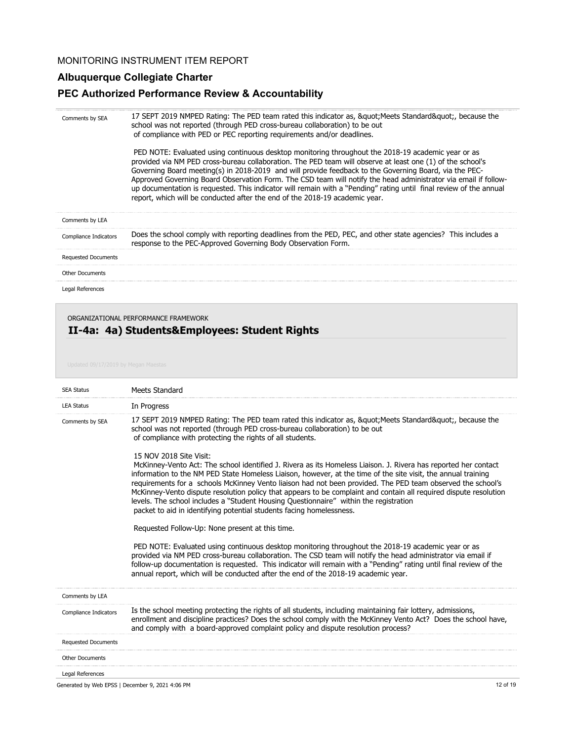| | |
|---|---|
| Comments by SEA | 17 SEPT 2019 NMPED Rating: The PED team rated this indicator as, &quot;Meets Standard&quot;, because the school was not reported (through PED cross-bureau collaboration) to be out of compliance with PED or PEC reporting requirements and/or deadlines.<br><br>PED NOTE: Evaluated using continuous desktop monitoring throughout the 2018-19 academic year or as provided via NM PED cross-bureau collaboration. The PED team will observe at least one (1) of the school's Governing Board meeting(s) in 2018-2019 and will provide feedback to the Governing Board, via the PEC-Approved Governing Board Observation Form. The CSD team will notify the head administrator via email if follow-up documentation is requested. This indicator will remain with a "Pending" rating until final review of the annual report, which will be conducted after the end of the 2018-19 academic year. |
| Comments by LEA | |
| Compliance Indicators | Does the school comply with reporting deadlines from the PED, PEC, and other state agencies? This includes a response to the PEC-Approved Governing Body Observation Form. |
| Requested Documents | |
| Other Documents | |
| Legal References | |

ORGANIZATIONAL PERFORMANCE FRAMEWORK

## II-4a: 4a) Students&Employees: Student Rights

Updated 09/17/2019 by Megan Maestas

| | |
|---|---|
| SEA Status | Meets Standard |
| LEA Status | In Progress |
| Comments by SEA | 17 SEPT 2019 NMPED Rating: The PED team rated this indicator as, &quot;Meets Standard&quot;, because the school was not reported (through PED cross-bureau collaboration) to be out of compliance with protecting the rights of all students.<br><br>15 NOV 2018 Site Visit:<br>McKinney-Vento Act: The school identified J. Rivera as its Homeless Liaison. J. Rivera has reported her contact information to the NM PED State Homeless Liaison, however, at the time of the site visit, the annual training requirements for a schools McKinney Vento liaison had not been provided. The PED team observed the school's McKinney-Vento dispute resolution policy that appears to be complaint and contain all required dispute resolution levels. The school includes a "Student Housing Questionnaire" within the registration packet to aid in identifying potential students facing homelessness.<br><br>Requested Follow-Up: None present at this time.<br><br>PED NOTE: Evaluated using continuous desktop monitoring throughout the 2018-19 academic year or as provided via NM PED cross-bureau collaboration. The CSD team will notify the head administrator via email if follow-up documentation is requested. This indicator will remain with a "Pending" rating until final review of the annual report, which will be conducted after the end of the 2018-19 academic year. |
| Comments by LEA | |
| Compliance Indicators | Is the school meeting protecting the rights of all students, including maintaining fair lottery, admissions, enrollment and discipline practices? Does the school comply with the McKinney Vento Act? Does the school have, and comply with a board-approved complaint policy and dispute resolution process? |
| Requested Documents | |
| Other Documents | |
| Legal References | |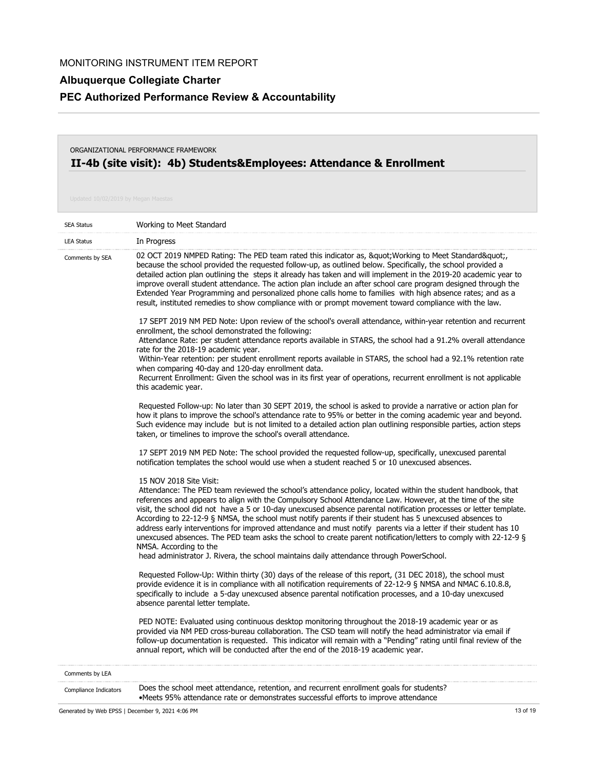MONITORING INSTRUMENT ITEM REPORT

**Albuquerque Collegiate Charter**

**PEC Authorized Performance Review & Accountability**

ORGANIZATIONAL PERFORMANCE FRAMEWORK

## II-4b (site visit): 4b) Students&Employees: Attendance & Enrollment

Updated 10/02/2019 by Megan Maestas

| | |
|---|---|
| SEA Status | Working to Meet Standard |
| LEA Status | In Progress |
| Comments by SEA | 02 OCT 2019 NMPED Rating: The PED team rated this indicator as, &quot;Working to Meet Standard&quot;, because the school provided the requested follow-up, as outlined below. Specifically, the school provided a detailed action plan outlining the steps it already has taken and will implement in the 2019-20 academic year to improve overall student attendance. The action plan include an after school care program designed through the Extended Year Programming and personalized phone calls home to families with high absence rates; and as a result, instituted remedies to show compliance with or prompt movement toward compliance with the law.<br><br>17 SEPT 2019 NM PED Note: Upon review of the school's overall attendance, within-year retention and recurrent enrollment, the school demonstrated the following:<br>Attendance Rate: per student attendance reports available in STARS, the school had a 91.2% overall attendance rate for the 2018-19 academic year.<br>Within-Year retention: per student enrollment reports available in STARS, the school had a 92.1% retention rate when comparing 40-day and 120-day enrollment data.<br>Recurrent Enrollment: Given the school was in its first year of operations, recurrent enrollment is not applicable this academic year.<br><br>Requested Follow-up: No later than 30 SEPT 2019, the school is asked to provide a narrative or action plan for how it plans to improve the school's attendance rate to 95% or better in the coming academic year and beyond. Such evidence may include but is not limited to a detailed action plan outlining responsible parties, action steps taken, or timelines to improve the school's overall attendance.<br><br>17 SEPT 2019 NM PED Note: The school provided the requested follow-up, specifically, unexcused parental notification templates the school would use when a student reached 5 or 10 unexcused absences.<br><br>15 NOV 2018 Site Visit:<br>Attendance: The PED team reviewed the school's attendance policy, located within the student handbook, that references and appears to align with the Compulsory School Attendance Law. However, at the time of the site visit, the school did not have a 5 or 10-day unexcused absence parental notification processes or letter template. According to 22-12-9 § NMSA, the school must notify parents if their student has 5 unexcused absences to address early interventions for improved attendance and must notify parents via a letter if their student has 10 unexcused absences. The PED team asks the school to create parent notification/letters to comply with 22-12-9 § NMSA. According to the<br>head administrator J. Rivera, the school maintains daily attendance through PowerSchool.<br><br>Requested Follow-Up: Within thirty (30) days of the release of this report, (31 DEC 2018), the school must provide evidence it is in compliance with all notification requirements of 22-12-9 § NMSA and NMAC 6.10.8.8, specifically to include a 5-day unexcused absence parental notification processes, and a 10-day unexcused absence parental letter template.<br><br>PED NOTE: Evaluated using continuous desktop monitoring throughout the 2018-19 academic year or as provided via NM PED cross-bureau collaboration. The CSD team will notify the head administrator via email if follow-up documentation is requested. This indicator will remain with a "Pending" rating until final review of the annual report, which will be conducted after the end of the 2018-19 academic year. |
| Comments by LEA | |
| Compliance Indicators | Does the school meet attendance, retention, and recurrent enrollment goals for students?<br>•Meets 95% attendance rate or demonstrates successful efforts to improve attendance |

Generated by Web EPSS \| December 9, 2021 4:06 PM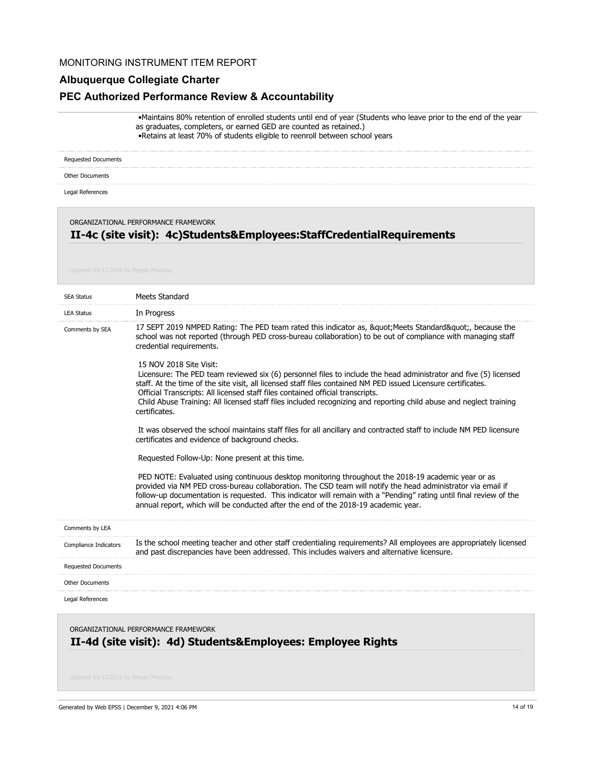•Maintains 80% retention of enrolled students until end of year (Students who leave prior to the end of the year as graduates, completers, or earned GED are counted as retained.)
•Retains at least 70% of students eligible to reenroll between school years

| | |
|---|---|
| Requested Documents | |
| Other Documents | |
| Legal References | |

ORGANIZATIONAL PERFORMANCE FRAMEWORK

## II-4c (site visit): 4c)Students&Employees:StaffCredentialRequirements

Updated 09/17/2019 by Megan Maestas

| | |
|---|---|
| SEA Status | Meets Standard |
| LEA Status | In Progress |
| Comments by SEA | 17 SEPT 2019 NMPED Rating: The PED team rated this indicator as, &quot;Meets Standard&quot;, because the school was not reported (through PED cross-bureau collaboration) to be out of compliance with managing staff credential requirements.<br><br>15 NOV 2018 Site Visit:<br>Licensure: The PED team reviewed six (6) personnel files to include the head administrator and five (5) licensed staff. At the time of the site visit, all licensed staff files contained NM PED issued Licensure certificates.<br>Official Transcripts: All licensed staff files contained official transcripts.<br>Child Abuse Training: All licensed staff files included recognizing and reporting child abuse and neglect training certificates.<br><br>It was observed the school maintains staff files for all ancillary and contracted staff to include NM PED licensure certificates and evidence of background checks.<br><br>Requested Follow-Up: None present at this time.<br><br>PED NOTE: Evaluated using continuous desktop monitoring throughout the 2018-19 academic year or as provided via NM PED cross-bureau collaboration. The CSD team will notify the head administrator via email if follow-up documentation is requested. This indicator will remain with a "Pending" rating until final review of the annual report, which will be conducted after the end of the 2018-19 academic year. |
| Comments by LEA | |
| Compliance Indicators | Is the school meeting teacher and other staff credentialing requirements? All employees are appropriately licensed and past discrepancies have been addressed. This includes waivers and alternative licensure. |
| Requested Documents | |
| Other Documents | |
| Legal References | |

ORGANIZATIONAL PERFORMANCE FRAMEWORK

## II-4d (site visit): 4d) Students&Employees: Employee Rights

Updated 09/17/2019 by Megan Maestas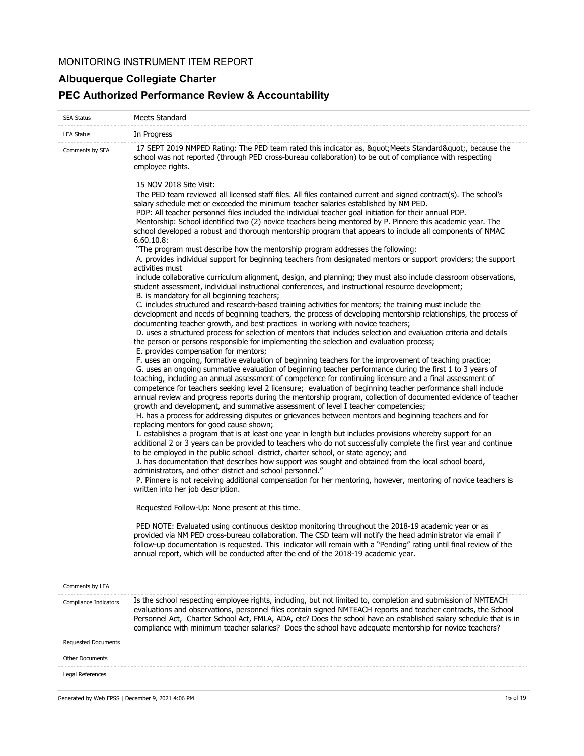MONITORING INSTRUMENT ITEM REPORT

## Albuquerque Collegiate Charter

## PEC Authorized Performance Review & Accountability

| | |
|---|---|
| SEA Status | Meets Standard |
| LEA Status | In Progress |
| Comments by SEA | 17 SEPT 2019 NMPED Rating: The PED team rated this indicator as, &quot;Meets Standard&quot;, because the school was not reported (through PED cross-bureau collaboration) to be out of compliance with respecting employee rights.<br><br>15 NOV 2018 Site Visit:<br>The PED team reviewed all licensed staff files. All files contained current and signed contract(s). The school's salary schedule met or exceeded the minimum teacher salaries established by NM PED.<br>PDP: All teacher personnel files included the individual teacher goal initiation for their annual PDP.<br>Mentorship: School identified two (2) novice teachers being mentored by P. Pinnere this academic year. The school developed a robust and thorough mentorship program that appears to include all components of NMAC 6.60.10.8:<br>"The program must describe how the mentorship program addresses the following:<br>A. provides individual support for beginning teachers from designated mentors or support providers; the support activities must<br>include collaborative curriculum alignment, design, and planning; they must also include classroom observations, student assessment, individual instructional conferences, and instructional resource development;<br>B. is mandatory for all beginning teachers;<br>C. includes structured and research-based training activities for mentors; the training must include the development and needs of beginning teachers, the process of developing mentorship relationships, the process of documenting teacher growth, and best practices in working with novice teachers;<br>D. uses a structured process for selection of mentors that includes selection and evaluation criteria and details the person or persons responsible for implementing the selection and evaluation process;<br>E. provides compensation for mentors;<br>F. uses an ongoing, formative evaluation of beginning teachers for the improvement of teaching practice;<br>G. uses an ongoing summative evaluation of beginning teacher performance during the first 1 to 3 years of teaching, including an annual assessment of competence for continuing licensure and a final assessment of competence for teachers seeking level 2 licensure; evaluation of beginning teacher performance shall include annual review and progress reports during the mentorship program, collection of documented evidence of teacher growth and development, and summative assessment of level I teacher competencies;<br>H. has a process for addressing disputes or grievances between mentors and beginning teachers and for replacing mentors for good cause shown;<br>I. establishes a program that is at least one year in length but includes provisions whereby support for an additional 2 or 3 years can be provided to teachers who do not successfully complete the first year and continue to be employed in the public school district, charter school, or state agency; and<br>J. has documentation that describes how support was sought and obtained from the local school board, administrators, and other district and school personnel."<br>P. Pinnere is not receiving additional compensation for her mentoring, however, mentoring of novice teachers is written into her job description.<br><br>Requested Follow-Up: None present at this time.<br><br>PED NOTE: Evaluated using continuous desktop monitoring throughout the 2018-19 academic year or as provided via NM PED cross-bureau collaboration. The CSD team will notify the head administrator via email if follow-up documentation is requested. This indicator will remain with a "Pending" rating until final review of the annual report, which will be conducted after the end of the 2018-19 academic year. |
| Comments by LEA | |
| Compliance Indicators | Is the school respecting employee rights, including, but not limited to, completion and submission of NMTEACH evaluations and observations, personnel files contain signed NMTEACH reports and teacher contracts, the School Personnel Act, Charter School Act, FMLA, ADA, etc? Does the school have an established salary schedule that is in compliance with minimum teacher salaries? Does the school have adequate mentorship for novice teachers? |
| Requested Documents | |
| Other Documents | |
| Legal References | |

Generated by Web EPSS | December 9, 2021 4:06 PM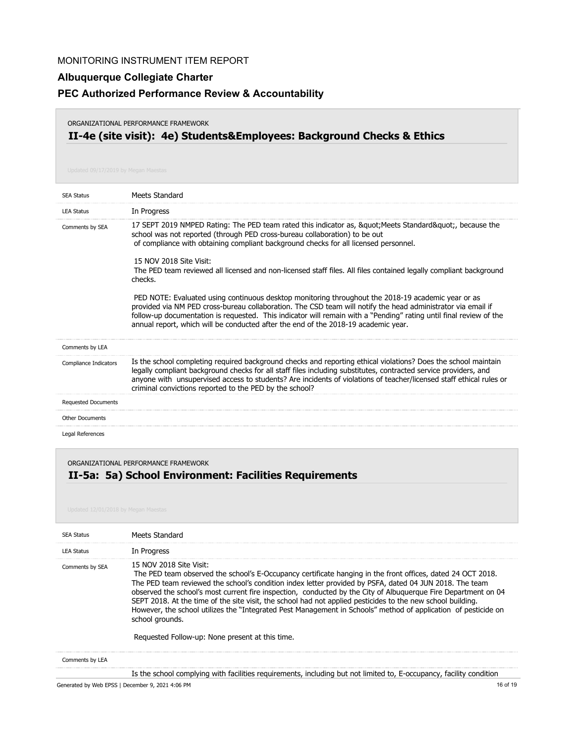MONITORING INSTRUMENT ITEM REPORT

**Albuquerque Collegiate Charter**

**PEC Authorized Performance Review & Accountability**

ORGANIZATIONAL PERFORMANCE FRAMEWORK

## II-4e (site visit): 4e) Students&Employees: Background Checks & Ethics

Updated 09/17/2019 by Megan Maestas

| | |
|---|---|
| SEA Status | Meets Standard |
| LEA Status | In Progress |
| Comments by SEA | 17 SEPT 2019 NMPED Rating: The PED team rated this indicator as, &quot;Meets Standard&quot;, because the school was not reported (through PED cross-bureau collaboration) to be out of compliance with obtaining compliant background checks for all licensed personnel.<br><br>15 NOV 2018 Site Visit:<br>The PED team reviewed all licensed and non-licensed staff files. All files contained legally compliant background checks.<br><br>PED NOTE: Evaluated using continuous desktop monitoring throughout the 2018-19 academic year or as provided via NM PED cross-bureau collaboration. The CSD team will notify the head administrator via email if follow-up documentation is requested. This indicator will remain with a "Pending" rating until final review of the annual report, which will be conducted after the end of the 2018-19 academic year. |
| Comments by LEA | |
| Compliance Indicators | Is the school completing required background checks and reporting ethical violations? Does the school maintain legally compliant background checks for all staff files including substitutes, contracted service providers, and anyone with unsupervised access to students? Are incidents of violations of teacher/licensed staff ethical rules or criminal convictions reported to the PED by the school? |
| Requested Documents | |
| Other Documents | |
| Legal References | |

ORGANIZATIONAL PERFORMANCE FRAMEWORK

## II-5a: 5a) School Environment: Facilities Requirements

Updated 12/01/2018 by Megan Maestas

| | |
|---|---|
| SEA Status | Meets Standard |
| LEA Status | In Progress |
| Comments by SEA | 15 NOV 2018 Site Visit:<br>The PED team observed the school's E-Occupancy certificate hanging in the front offices, dated 24 OCT 2018. The PED team reviewed the school's condition index letter provided by PSFA, dated 04 JUN 2018. The team observed the school's most current fire inspection, conducted by the City of Albuquerque Fire Department on 04 SEPT 2018. At the time of the site visit, the school had not applied pesticides to the new school building. However, the school utilizes the "Integrated Pest Management in Schools" method of application of pesticide on school grounds.<br><br>Requested Follow-up: None present at this time. |
| Comments by LEA | |
| | Is the school complying with facilities requirements, including but not limited to, E-occupancy, facility condition |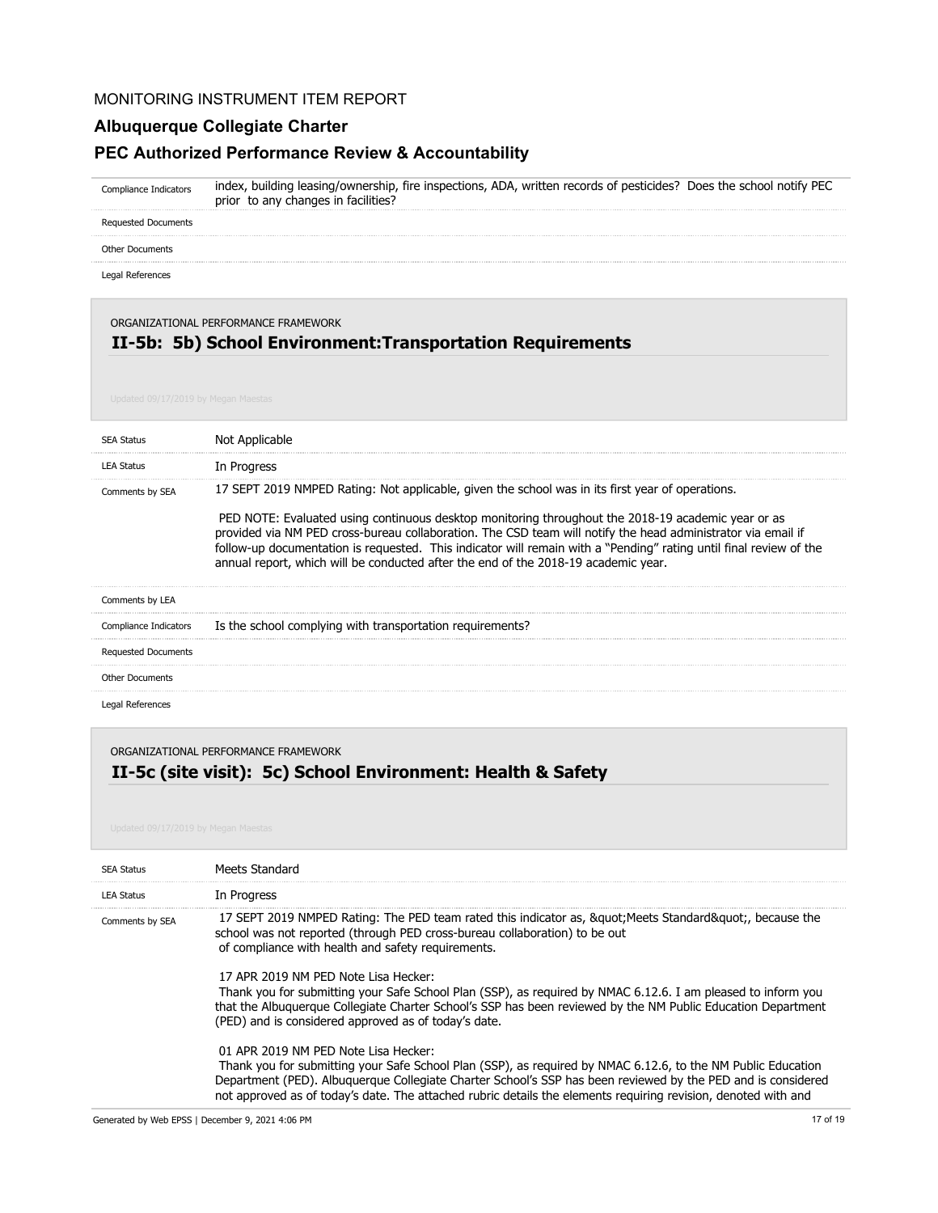| | |
|---|---|
| Compliance Indicators | index, building leasing/ownership, fire inspections, ADA, written records of pesticides? Does the school notify PEC prior to any changes in facilities? |
| Requested Documents | |
| Other Documents | |
| Legal References | |

ORGANIZATIONAL PERFORMANCE FRAMEWORK

## II-5b: 5b) School Environment:Transportation Requirements

Updated 09/17/2019 by Megan Maestas

| | |
|---|---|
| SEA Status | Not Applicable |
| LEA Status | In Progress |
| Comments by SEA | 17 SEPT 2019 NMPED Rating: Not applicable, given the school was in its first year of operations.<br><br>PED NOTE: Evaluated using continuous desktop monitoring throughout the 2018-19 academic year or as provided via NM PED cross-bureau collaboration. The CSD team will notify the head administrator via email if follow-up documentation is requested. This indicator will remain with a "Pending" rating until final review of the annual report, which will be conducted after the end of the 2018-19 academic year. |
| Comments by LEA | |
| Compliance Indicators | Is the school complying with transportation requirements? |
| Requested Documents | |
| Other Documents | |
| Legal References | |

ORGANIZATIONAL PERFORMANCE FRAMEWORK

## II-5c (site visit): 5c) School Environment: Health & Safety

Updated 09/17/2019 by Megan Maestas

| | |
|---|---|
| SEA Status | Meets Standard |
| LEA Status | In Progress |
| Comments by SEA | 17 SEPT 2019 NMPED Rating: The PED team rated this indicator as, &quot;Meets Standard&quot;, because the school was not reported (through PED cross-bureau collaboration) to be out of compliance with health and safety requirements.<br><br>17 APR 2019 NM PED Note Lisa Hecker:<br>Thank you for submitting your Safe School Plan (SSP), as required by NMAC 6.12.6. I am pleased to inform you that the Albuquerque Collegiate Charter School's SSP has been reviewed by the NM Public Education Department (PED) and is considered approved as of today's date.<br><br>01 APR 2019 NM PED Note Lisa Hecker:<br>Thank you for submitting your Safe School Plan (SSP), as required by NMAC 6.12.6, to the NM Public Education Department (PED). Albuquerque Collegiate Charter School's SSP has been reviewed by the PED and is considered not approved as of today's date. The attached rubric details the elements requiring revision, denoted with and |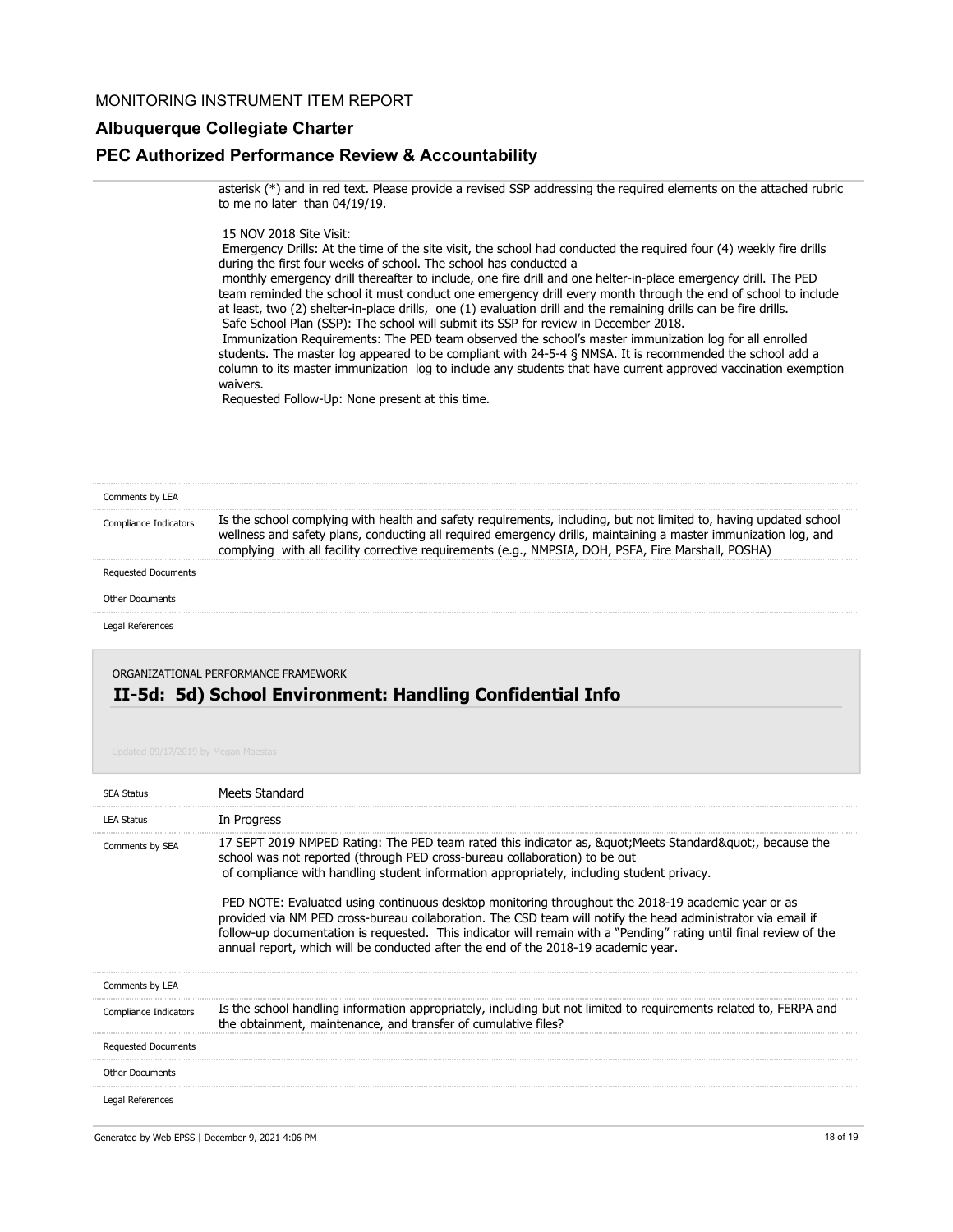asterisk (*) and in red text. Please provide a revised SSP addressing the required elements on the attached rubric to me no later than 04/19/19.

15 NOV 2018 Site Visit:
Emergency Drills: At the time of the site visit, the school had conducted the required four (4) weekly fire drills during the first four weeks of school. The school has conducted a
monthly emergency drill thereafter to include, one fire drill and one helter-in-place emergency drill. The PED team reminded the school it must conduct one emergency drill every month through the end of school to include at least, two (2) shelter-in-place drills, one (1) evaluation drill and the remaining drills can be fire drills.
Safe School Plan (SSP): The school will submit its SSP for review in December 2018.
Immunization Requirements: The PED team observed the school's master immunization log for all enrolled students. The master log appeared to be compliant with 24-5-4 § NMSA. It is recommended the school add a column to its master immunization log to include any students that have current approved vaccination exemption waivers.
Requested Follow-Up: None present at this time.

| | |
|---|---|
| Comments by LEA | |
| Compliance Indicators | Is the school complying with health and safety requirements, including, but not limited to, having updated school wellness and safety plans, conducting all required emergency drills, maintaining a master immunization log, and complying with all facility corrective requirements (e.g., NMPSIA, DOH, PSFA, Fire Marshall, POSHA) |
| Requested Documents | |
| Other Documents | |
| Legal References | |

ORGANIZATIONAL PERFORMANCE FRAMEWORK

## II-5d: 5d) School Environment: Handling Confidential Info

Updated 09/17/2019 by Megan Maestas

| | |
|---|---|
| SEA Status | Meets Standard |
| LEA Status | In Progress |
| Comments by SEA | 17 SEPT 2019 NMPED Rating: The PED team rated this indicator as, &quot;Meets Standard&quot;, because the school was not reported (through PED cross-bureau collaboration) to be out of compliance with handling student information appropriately, including student privacy.<br><br>PED NOTE: Evaluated using continuous desktop monitoring throughout the 2018-19 academic year or as provided via NM PED cross-bureau collaboration. The CSD team will notify the head administrator via email if follow-up documentation is requested. This indicator will remain with a "Pending" rating until final review of the annual report, which will be conducted after the end of the 2018-19 academic year. |
| Comments by LEA | |
| Compliance Indicators | Is the school handling information appropriately, including but not limited to requirements related to, FERPA and the obtainment, maintenance, and transfer of cumulative files? |
| Requested Documents | |
| Other Documents | |
| Legal References | |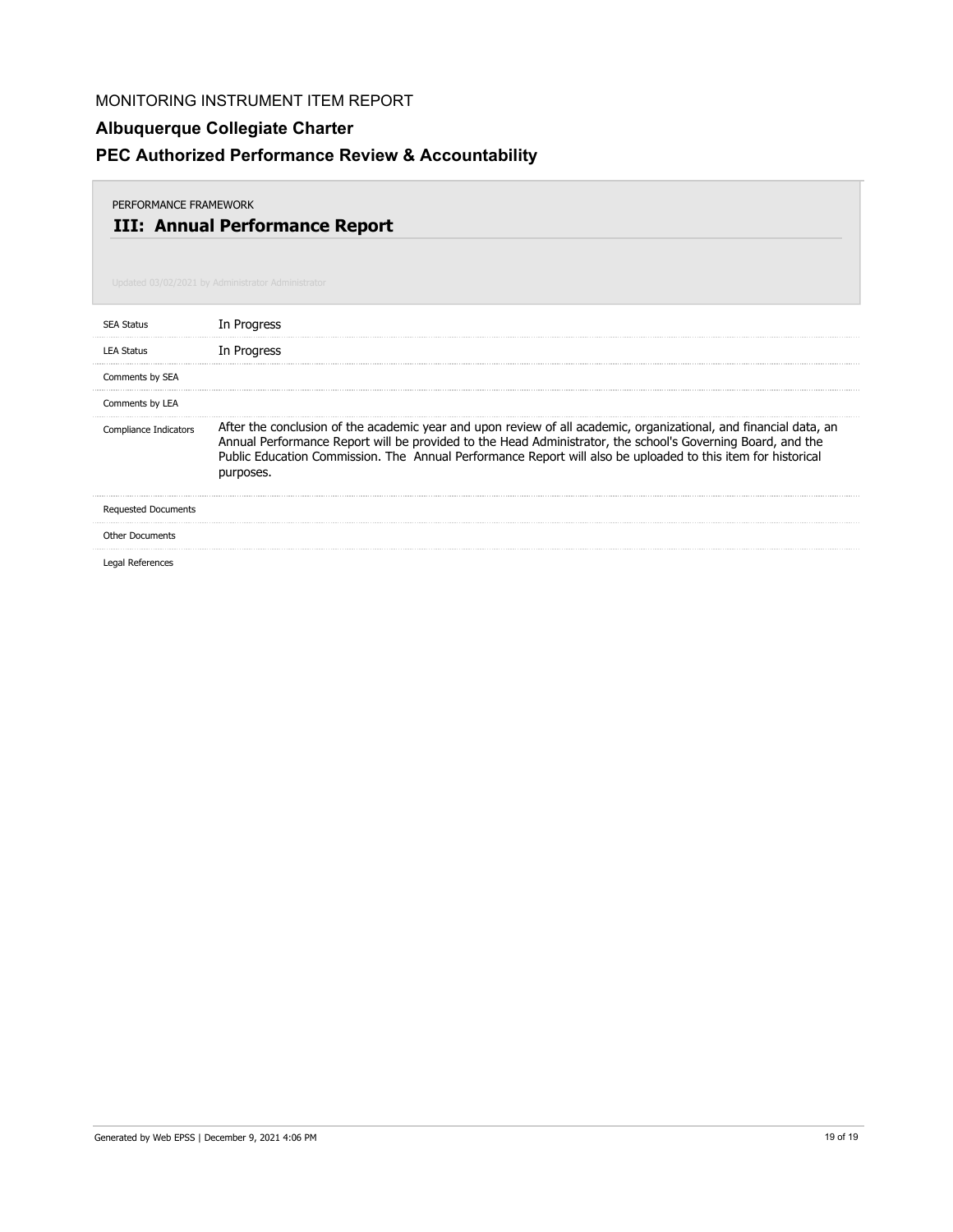MONITORING INSTRUMENT ITEM REPORT

## Albuquerque Collegiate Charter

## PEC Authorized Performance Review & Accountability

PERFORMANCE FRAMEWORK

### III: Annual Performance Report

Updated 03/02/2021 by Administrator Administrator

| | |
|---|---|
| SEA Status | In Progress |
| LEA Status | In Progress |
| Comments by SEA | |
| Comments by LEA | |
| Compliance Indicators | After the conclusion of the academic year and upon review of all academic, organizational, and financial data, an Annual Performance Report will be provided to the Head Administrator, the school's Governing Board, and the Public Education Commission. The Annual Performance Report will also be uploaded to this item for historical purposes. |
| Requested Documents | |
| Other Documents | |
| Legal References | |

Generated by Web EPSS | December 9, 2021 4:06 PM